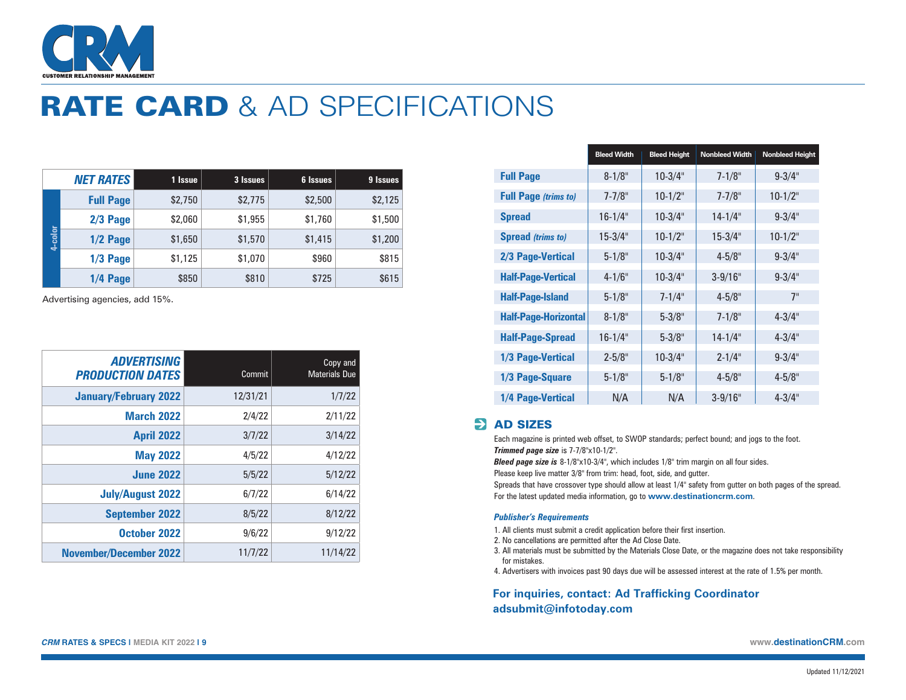CRM
CUSTOMER RELATIONSHIP MANAGEMENT

# RATE CARD & AD SPECIFICATIONS

| | NET RATES | 1 Issue | 3 Issues | 6 Issues | 9 Issues |
|---|---|---|---|---|---|
| 4-color | Full Page | $2,750 | $2,775 | $2,500 | $2,125 |
| | 2/3 Page | $2,060 | $1,955 | $1,760 | $1,500 |
| | 1/2 Page | $1,650 | $1,570 | $1,415 | $1,200 |
| | 1/3 Page | $1,125 | $1,070 | $960 | $815 |
| | 1/4 Page | $850 | $810 | $725 | $615 |

Advertising agencies, add 15%.

| ADVERTISING PRODUCTION DATES | Commit | Copy and Materials Due |
|---|---|---|
| January/February 2022 | 12/31/21 | 1/7/22 |
| March 2022 | 2/4/22 | 2/11/22 |
| April 2022 | 3/7/22 | 3/14/22 |
| May 2022 | 4/5/22 | 4/12/22 |
| June 2022 | 5/5/22 | 5/12/22 |
| July/August 2022 | 6/7/22 | 6/14/22 |
| September 2022 | 8/5/22 | 8/12/22 |
| October 2022 | 9/6/22 | 9/12/22 |
| November/December 2022 | 11/7/22 | 11/14/22 |

| | Bleed Width | Bleed Height | Nonbleed Width | Nonbleed Height |
|---|---|---|---|---|
| Full Page | 8-1/8" | 10-3/4" | 7-1/8" | 9-3/4" |
| Full Page *(trims to)* | 7-7/8" | 10-1/2" | 7-7/8" | 10-1/2" |
| Spread | 16-1/4" | 10-3/4" | 14-1/4" | 9-3/4" |
| Spread *(trims to)* | 15-3/4" | 10-1/2" | 15-3/4" | 10-1/2" |
| 2/3 Page-Vertical | 5-1/8" | 10-3/4" | 4-5/8" | 9-3/4" |
| Half-Page-Vertical | 4-1/6" | 10-3/4" | 3-9/16" | 9-3/4" |
| Half-Page-Island | 5-1/8" | 7-1/4" | 4-5/8" | 7" |
| Half-Page-Horizontal | 8-1/8" | 5-3/8" | 7-1/8" | 4-3/4" |
| Half-Page-Spread | 16-1/4" | 5-3/8" | 14-1/4" | 4-3/4" |
| 1/3 Page-Vertical | 2-5/8" | 10-3/4" | 2-1/4" | 9-3/4" |
| 1/3 Page-Square | 5-1/8" | 5-1/8" | 4-5/8" | 4-5/8" |
| 1/4 Page-Vertical | N/A | N/A | 3-9/16" | 4-3/4" |

## AD SIZES

Each magazine is printed web offset, to SWOP standards; perfect bound; and jogs to the foot.
***Trimmed page size*** is 7-7/8"x10-1/2".
***Bleed page size is*** 8-1/8"x10-3/4", which includes 1/8" trim margin on all four sides.
Please keep live matter 3/8" from trim: head, foot, side, and gutter.
Spreads that have crossover type should allow at least 1/4" safety from gutter on both pages of the spread.
For the latest updated media information, go to **www.destinationcrm.com**.

***Publisher's Requirements***

1. All clients must submit a credit application before their first insertion.
2. No cancellations are permitted after the Ad Close Date.
3. All materials must be submitted by the Materials Close Date, or the magazine does not take responsibility for mistakes.
4. Advertisers with invoices past 90 days due will be assessed interest at the rate of 1.5% per month.

**For inquiries, contact: Ad Trafficking Coordinator**
**adsubmit@infotoday.com**

Updated 11/12/2021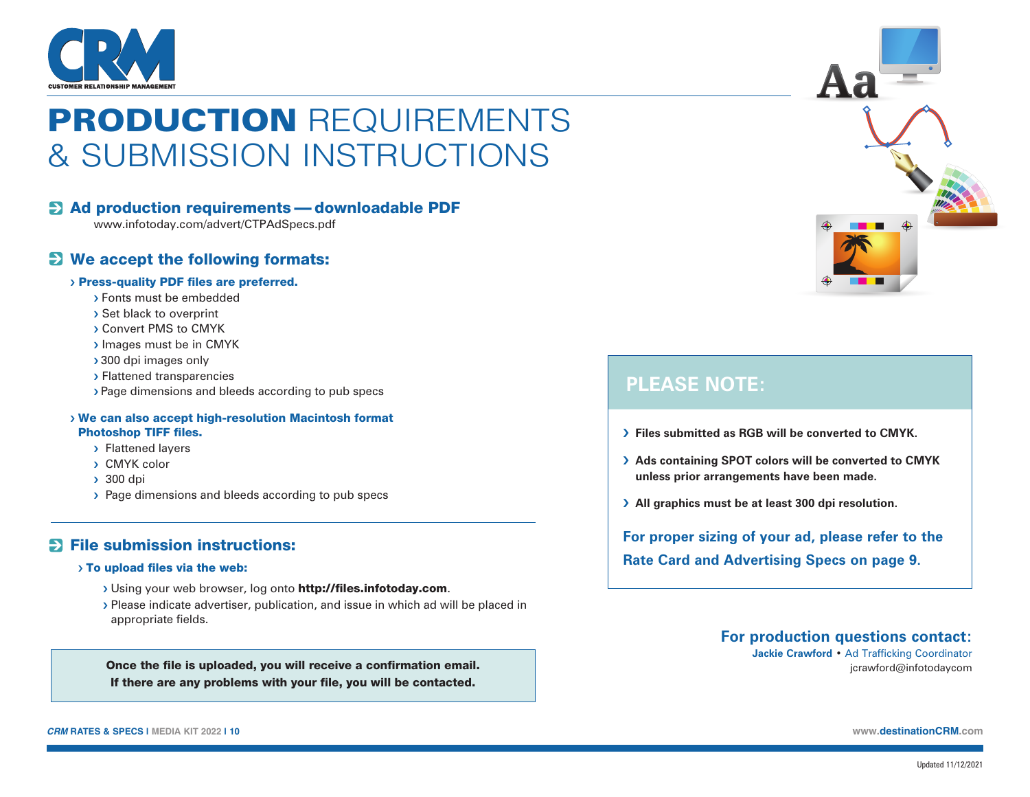# PRODUCTION REQUIREMENTS & SUBMISSION INSTRUCTIONS

## Ad production requirements — downloadable PDF

www.infotoday.com/advert/CTPAdSpecs.pdf

## We accept the following formats:

### › Press-quality PDF files are preferred.

- › Fonts must be embedded
- › Set black to overprint
- › Convert PMS to CMYK
- › Images must be in CMYK
- › 300 dpi images only
- › Flattened transparencies
- › Page dimensions and bleeds according to pub specs

### › We can also accept high-resolution Macintosh format Photoshop TIFF files.

- › Flattened layers
- › CMYK color
- › 300 dpi
- › Page dimensions and bleeds according to pub specs

## File submission instructions:

### › To upload files via the web:

- › Using your web browser, log onto **http://files.infotoday.com**.
- › Please indicate advertiser, publication, and issue in which ad will be placed in appropriate fields.

**Once the file is uploaded, you will receive a confirmation email. If there are any problems with your file, you will be contacted.**

## PLEASE NOTE:

- › **Files submitted as RGB will be converted to CMYK.**
- › **Ads containing SPOT colors will be converted to CMYK unless prior arrangements have been made.**
- › **All graphics must be at least 300 dpi resolution.**

**For proper sizing of your ad, please refer to the Rate Card and Advertising Specs on page 9.**

## For production questions contact:

**Jackie Crawford** • Ad Trafficking Coordinator
jcrawford@infotodaycom

Updated 11/12/2021